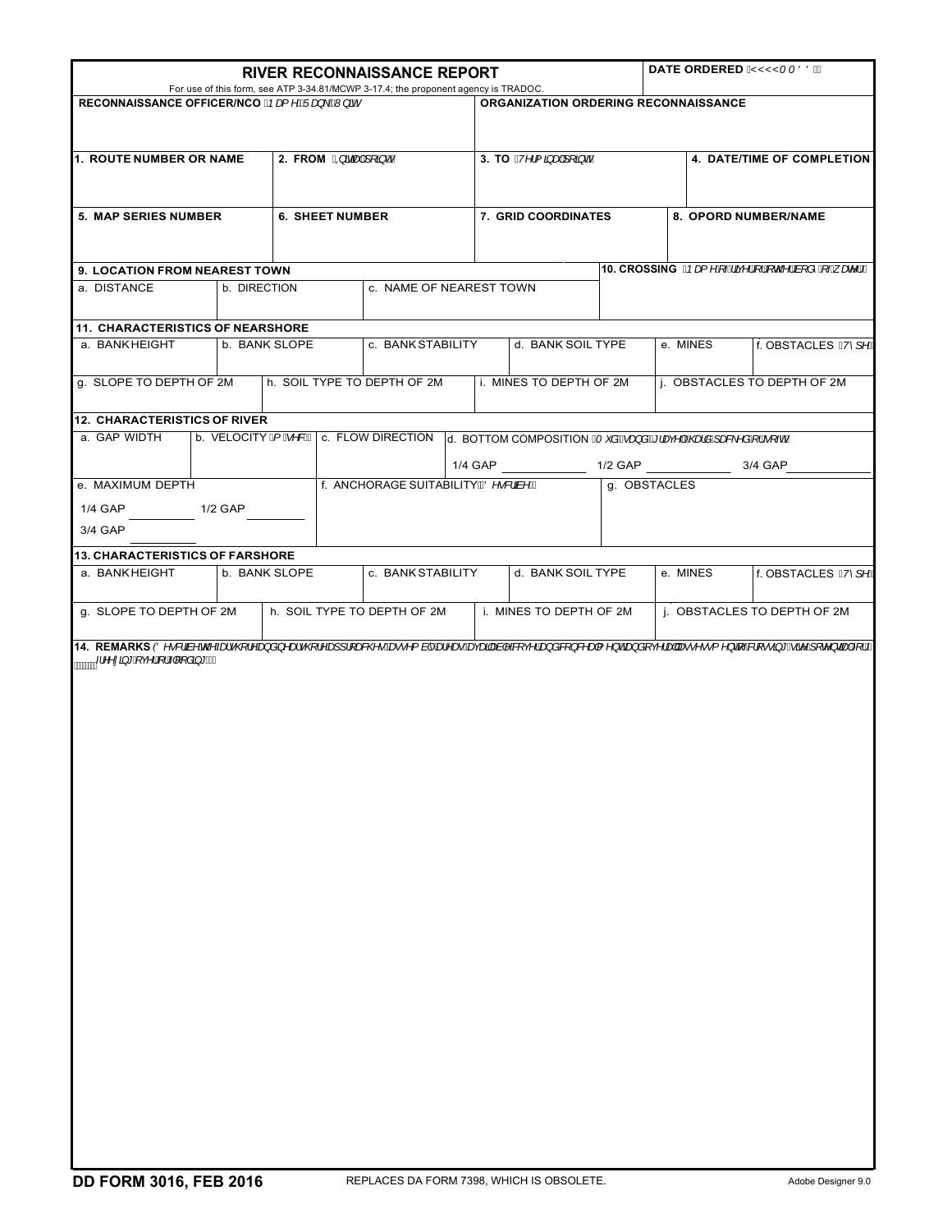# RIVER RECONNAISSANCE REPORT

For use of this form, see ATP 3-34.81/MCWP 3-17.4; the proponent agency is TRADOC.

**DATE ORDERED** *(YYYYMMDD)*

| RECONNAISSANCE OFFICER/NCO *(Name, Rank, Unit)* | ORGANIZATION ORDERING RECONNAISSANCE |
|---|---|
| | |

| 1. ROUTE NUMBER OR NAME | 2. FROM *(Initial point)* | 3. TO *(Terminal point)* | 4. DATE/TIME OF COMPLETION |
|---|---|---|---|
| | | | |

| 5. MAP SERIES NUMBER | 6. SHEET NUMBER | 7. GRID COORDINATES | 8. OPORD NUMBER/NAME |
|---|---|---|---|
| | | | |

| 9. LOCATION FROM NEAREST TOWN | | | 10. CROSSING *(Name of river or other body of water)* |
|---|---|---|---|
| a. DISTANCE | b. DIRECTION | c. NAME OF NEAREST TOWN | |
| | | | |

**11. CHARACTERISTICS OF NEARSHORE**

| a. BANK HEIGHT | b. BANK SLOPE | c. BANK STABILITY | d. BANK SOIL TYPE | e. MINES | f. OBSTACLES *(Type)* |
|---|---|---|---|---|---|
| | | | | | |

| g. SLOPE TO DEPTH OF 2M | h. SOIL TYPE TO DEPTH OF 2M | i. MINES TO DEPTH OF 2M | j. OBSTACLES TO DEPTH OF 2M |
|---|---|---|---|
| | | | |

**12. CHARACTERISTICS OF RIVER**

| a. GAP WIDTH | b. VELOCITY *(m/sec)* | c. FLOW DIRECTION | d. BOTTOM COMPOSITION *(Mud, sand, gravel, hard-packed or roots)* |
|---|---|---|---|
| | | | 1/4 GAP ______ 1/2 GAP ______ 3/4 GAP ______ |

| e. MAXIMUM DEPTH | f. ANCHORAGE SUITABILITY *(Describe)* | g. OBSTACLES |
|---|---|---|
| 1/4 GAP ______ 1/2 GAP ______ 3/4 GAP ______ | | |

**13. CHARACTERISTICS OF FARSHORE**

| a. BANK HEIGHT | b. BANK SLOPE | c. BANK STABILITY | d. BANK SOIL TYPE | e. MINES | f. OBSTACLES *(Type)* |
|---|---|---|---|---|---|
| | | | | | |

| g. SLOPE TO DEPTH OF 2M | h. SOIL TYPE TO DEPTH OF 2M | i. MINES TO DEPTH OF 2M | j. OBSTACLES TO DEPTH OF 2M |
|---|---|---|---|
| | | | |

**14. REMARKS** *(Describe the far shore and near shore approaches, assembly areas, available cover and concealment, and overall assessment of crossing site's potential for freezing, river fording.)*

DD FORM 3016, FEB 2016 REPLACES DA FORM 7398, WHICH IS OBSOLETE. Adobe Designer 9.0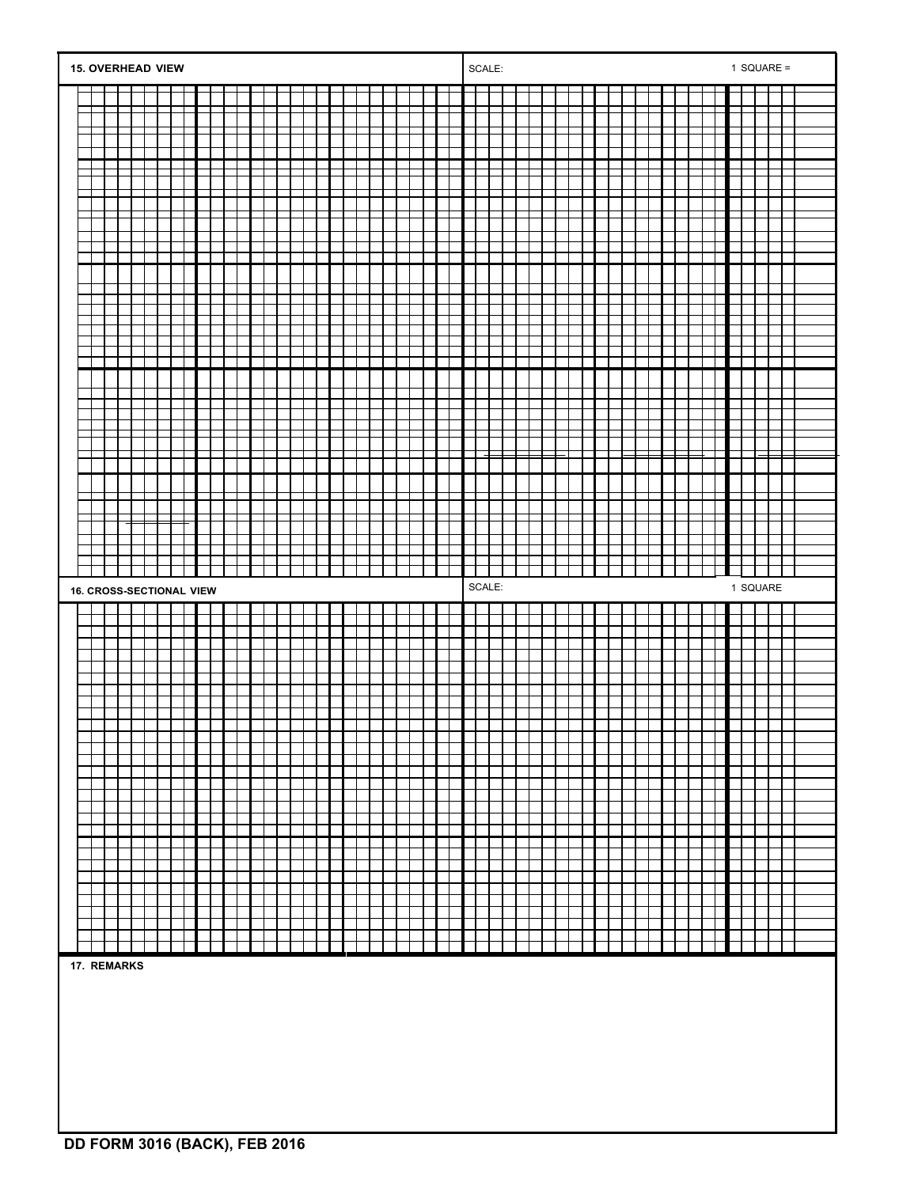**15. OVERHEAD VIEW**

SCALE: 1 SQUARE =

**16. CROSS-SECTIONAL VIEW**

SCALE: 1 SQUARE

**17. REMARKS**

**DD FORM 3016 (BACK), FEB 2016**